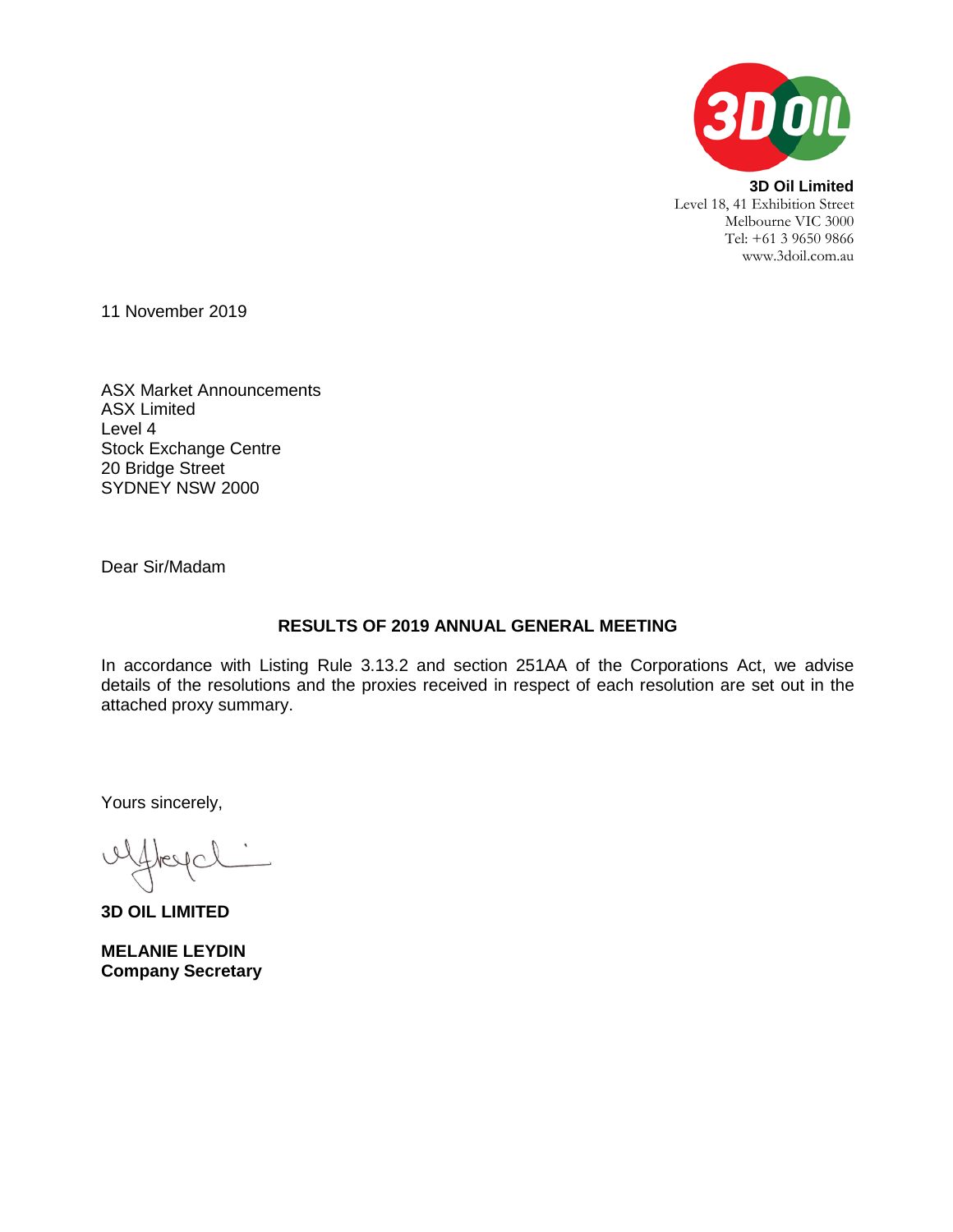**3D Oil Limited**
Level 18, 41 Exhibition Street
Melbourne VIC 3000
Tel: +61 3 9650 9866
www.3doil.com.au

11 November 2019

ASX Market Announcements
ASX Limited
Level 4
Stock Exchange Centre
20 Bridge Street
SYDNEY NSW 2000

Dear Sir/Madam

**RESULTS OF 2019 ANNUAL GENERAL MEETING**

In accordance with Listing Rule 3.13.2 and section 251AA of the Corporations Act, we advise details of the resolutions and the proxies received in respect of each resolution are set out in the attached proxy summary.

Yours sincerely,

**3D OIL LIMITED**

**MELANIE LEYDIN**
**Company Secretary**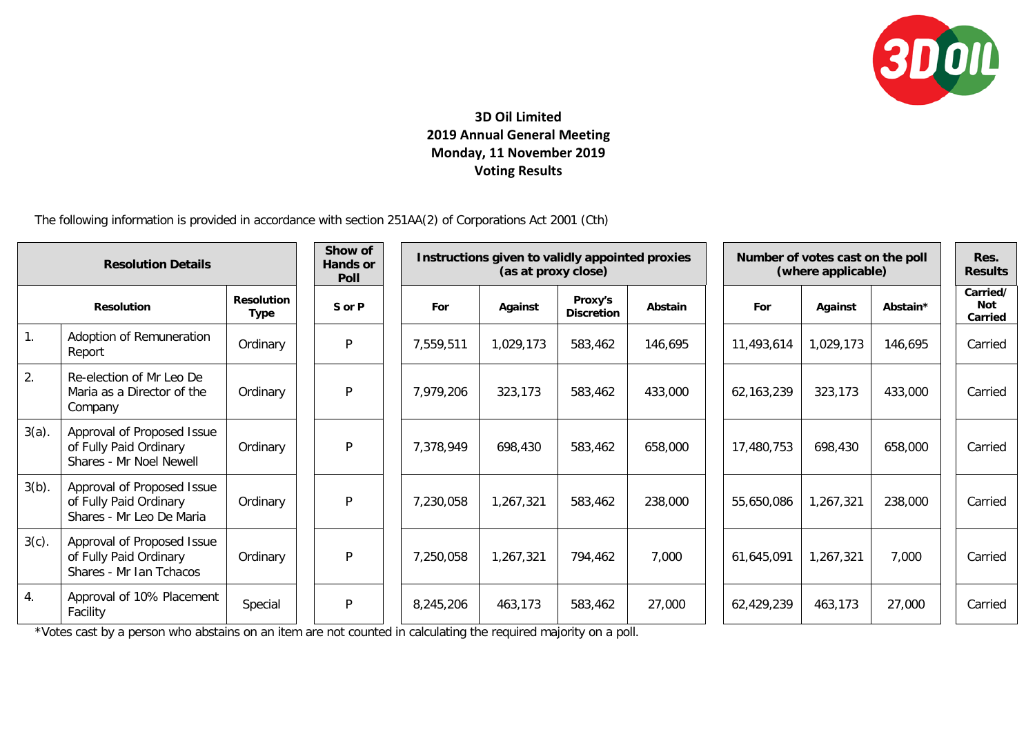**3D Oil Limited**
**2019 Annual General Meeting**
**Monday, 11 November 2019**
**Voting Results**

The following information is provided in accordance with section 251AA(2) of Corporations Act 2001 (Cth)

| Resolution Details | | | Show of Hands or Poll | Instructions given to validly appointed proxies (as at proxy close) | | | | Number of votes cast on the poll (where applicable) | | | Res. Results |
|---|---|---|---|---|---|---|---|---|---|---|---|
| Resolution | | Resolution Type | S or P | For | Against | Proxy's Discretion | Abstain | For | Against | Abstain* | Carried/ Not Carried |
| 1. | Adoption of Remuneration Report | Ordinary | P | 7,559,511 | 1,029,173 | 583,462 | 146,695 | 11,493,614 | 1,029,173 | 146,695 | Carried |
| 2. | Re-election of Mr Leo De Maria as a Director of the Company | Ordinary | P | 7,979,206 | 323,173 | 583,462 | 433,000 | 62,163,239 | 323,173 | 433,000 | Carried |
| 3(a). | Approval of Proposed Issue of Fully Paid Ordinary Shares - Mr Noel Newell | Ordinary | P | 7,378,949 | 698,430 | 583,462 | 658,000 | 17,480,753 | 698,430 | 658,000 | Carried |
| 3(b). | Approval of Proposed Issue of Fully Paid Ordinary Shares - Mr Leo De Maria | Ordinary | P | 7,230,058 | 1,267,321 | 583,462 | 238,000 | 55,650,086 | 1,267,321 | 238,000 | Carried |
| 3(c). | Approval of Proposed Issue of Fully Paid Ordinary Shares - Mr Ian Tchacos | Ordinary | P | 7,250,058 | 1,267,321 | 794,462 | 7,000 | 61,645,091 | 1,267,321 | 7,000 | Carried |
| 4. | Approval of 10% Placement Facility | Special | P | 8,245,206 | 463,173 | 583,462 | 27,000 | 62,429,239 | 463,173 | 27,000 | Carried |

*Votes cast by a person who abstains on an item are not counted in calculating the required majority on a poll.